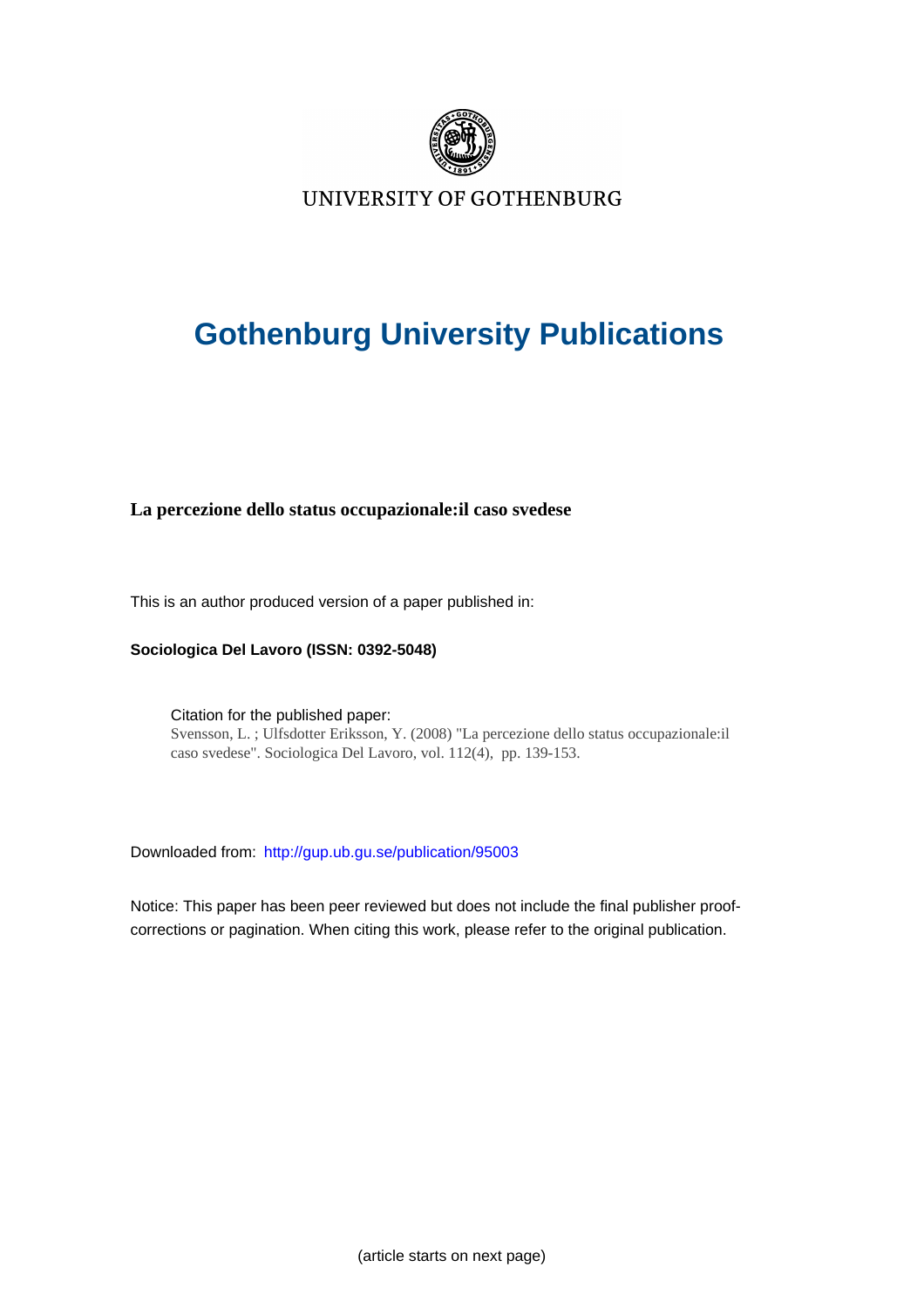UNIVERSITY OF GOTHENBURG

# Gothenburg University Publications

**La percezione dello status occupazionale:il caso svedese**

This is an author produced version of a paper published in:

**Sociologica Del Lavoro (ISSN: 0392-5048)**

Citation for the published paper:
Svensson, L. ; Ulfsdotter Eriksson, Y. (2008) "La percezione dello status occupazionale:il caso svedese". Sociologica Del Lavoro, vol. 112(4), pp. 139-153.

Downloaded from: http://gup.ub.gu.se/publication/95003

Notice: This paper has been peer reviewed but does not include the final publisher proof-corrections or pagination. When citing this work, please refer to the original publication.

(article starts on next page)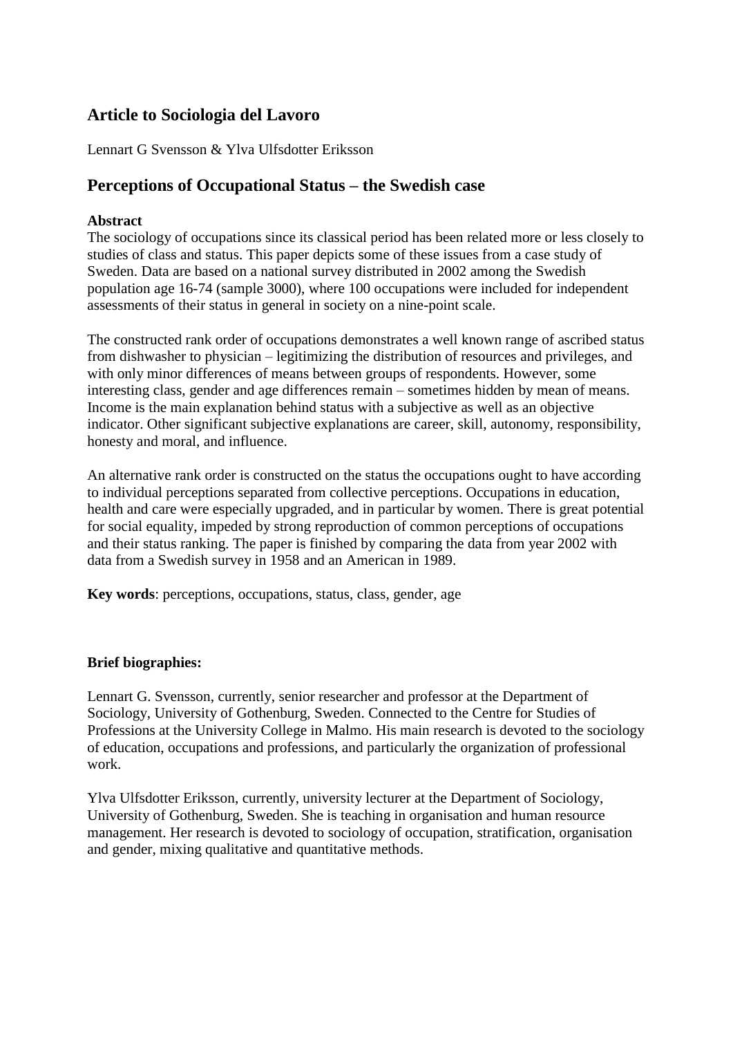## Article to Sociologia del Lavoro

Lennart G Svensson & Ylva Ulfsdotter Eriksson

## Perceptions of Occupational Status – the Swedish case

**Abstract**

The sociology of occupations since its classical period has been related more or less closely to studies of class and status. This paper depicts some of these issues from a case study of Sweden. Data are based on a national survey distributed in 2002 among the Swedish population age 16-74 (sample 3000), where 100 occupations were included for independent assessments of their status in general in society on a nine-point scale.

The constructed rank order of occupations demonstrates a well known range of ascribed status from dishwasher to physician – legitimizing the distribution of resources and privileges, and with only minor differences of means between groups of respondents. However, some interesting class, gender and age differences remain – sometimes hidden by mean of means. Income is the main explanation behind status with a subjective as well as an objective indicator. Other significant subjective explanations are career, skill, autonomy, responsibility, honesty and moral, and influence.

An alternative rank order is constructed on the status the occupations ought to have according to individual perceptions separated from collective perceptions. Occupations in education, health and care were especially upgraded, and in particular by women. There is great potential for social equality, impeded by strong reproduction of common perceptions of occupations and their status ranking. The paper is finished by comparing the data from year 2002 with data from a Swedish survey in 1958 and an American in 1989.

**Key words**: perceptions, occupations, status, class, gender, age

**Brief biographies:**

Lennart G. Svensson, currently, senior researcher and professor at the Department of Sociology, University of Gothenburg, Sweden. Connected to the Centre for Studies of Professions at the University College in Malmo. His main research is devoted to the sociology of education, occupations and professions, and particularly the organization of professional work.

Ylva Ulfsdotter Eriksson, currently, university lecturer at the Department of Sociology, University of Gothenburg, Sweden. She is teaching in organisation and human resource management. Her research is devoted to sociology of occupation, stratification, organisation and gender, mixing qualitative and quantitative methods.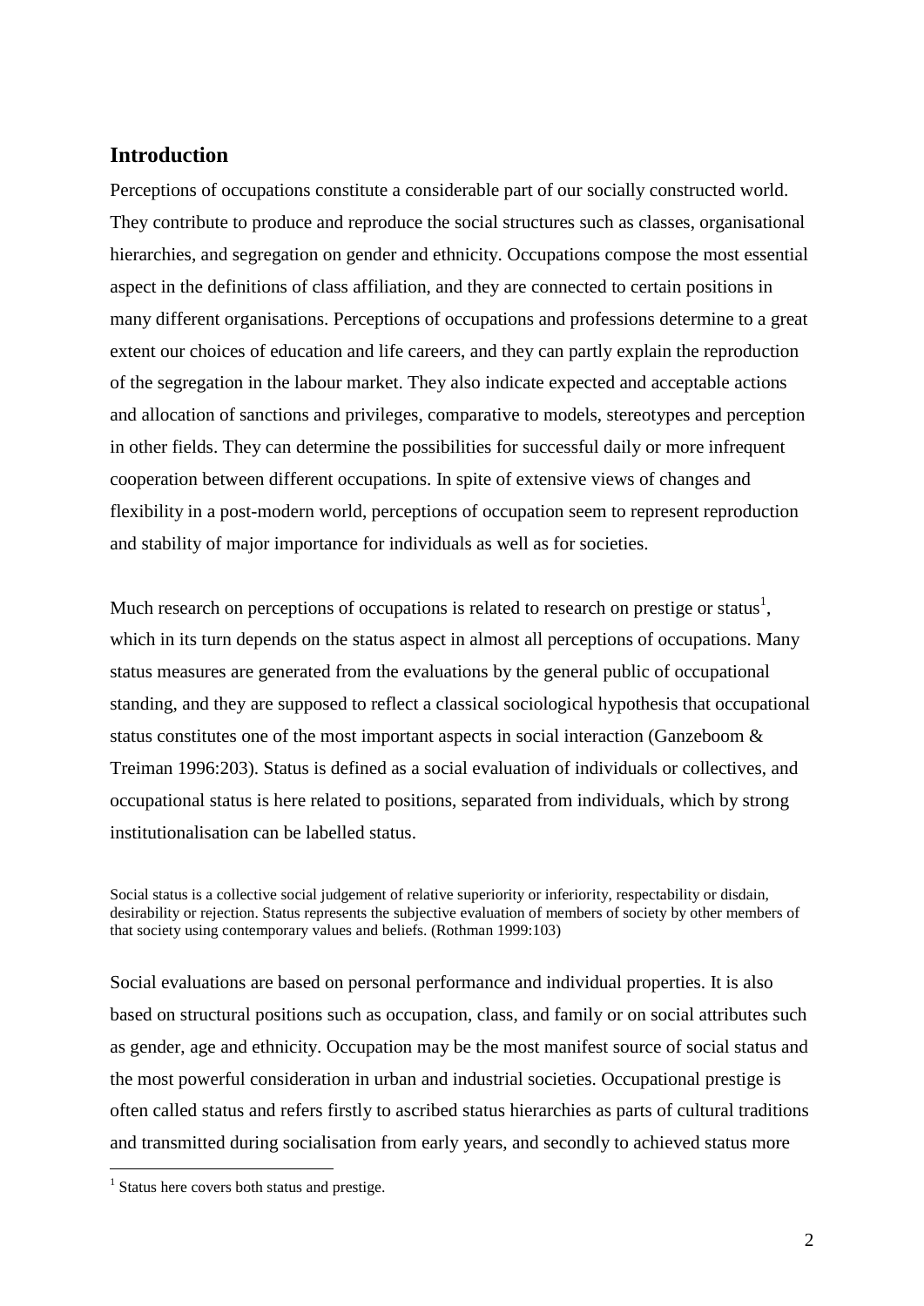## Introduction

Perceptions of occupations constitute a considerable part of our socially constructed world. They contribute to produce and reproduce the social structures such as classes, organisational hierarchies, and segregation on gender and ethnicity. Occupations compose the most essential aspect in the definitions of class affiliation, and they are connected to certain positions in many different organisations. Perceptions of occupations and professions determine to a great extent our choices of education and life careers, and they can partly explain the reproduction of the segregation in the labour market. They also indicate expected and acceptable actions and allocation of sanctions and privileges, comparative to models, stereotypes and perception in other fields. They can determine the possibilities for successful daily or more infrequent cooperation between different occupations. In spite of extensive views of changes and flexibility in a post-modern world, perceptions of occupation seem to represent reproduction and stability of major importance for individuals as well as for societies.

Much research on perceptions of occupations is related to research on prestige or status[1], which in its turn depends on the status aspect in almost all perceptions of occupations. Many status measures are generated from the evaluations by the general public of occupational standing, and they are supposed to reflect a classical sociological hypothesis that occupational status constitutes one of the most important aspects in social interaction (Ganzeboom & Treiman 1996:203). Status is defined as a social evaluation of individuals or collectives, and occupational status is here related to positions, separated from individuals, which by strong institutionalisation can be labelled status.

> Social status is a collective social judgement of relative superiority or inferiority, respectability or disdain, desirability or rejection. Status represents the subjective evaluation of members of society by other members of that society using contemporary values and beliefs. (Rothman 1999:103)

Social evaluations are based on personal performance and individual properties. It is also based on structural positions such as occupation, class, and family or on social attributes such as gender, age and ethnicity. Occupation may be the most manifest source of social status and the most powerful consideration in urban and industrial societies. Occupational prestige is often called status and refers firstly to ascribed status hierarchies as parts of cultural traditions and transmitted during socialisation from early years, and secondly to achieved status more

[1] Status here covers both status and prestige.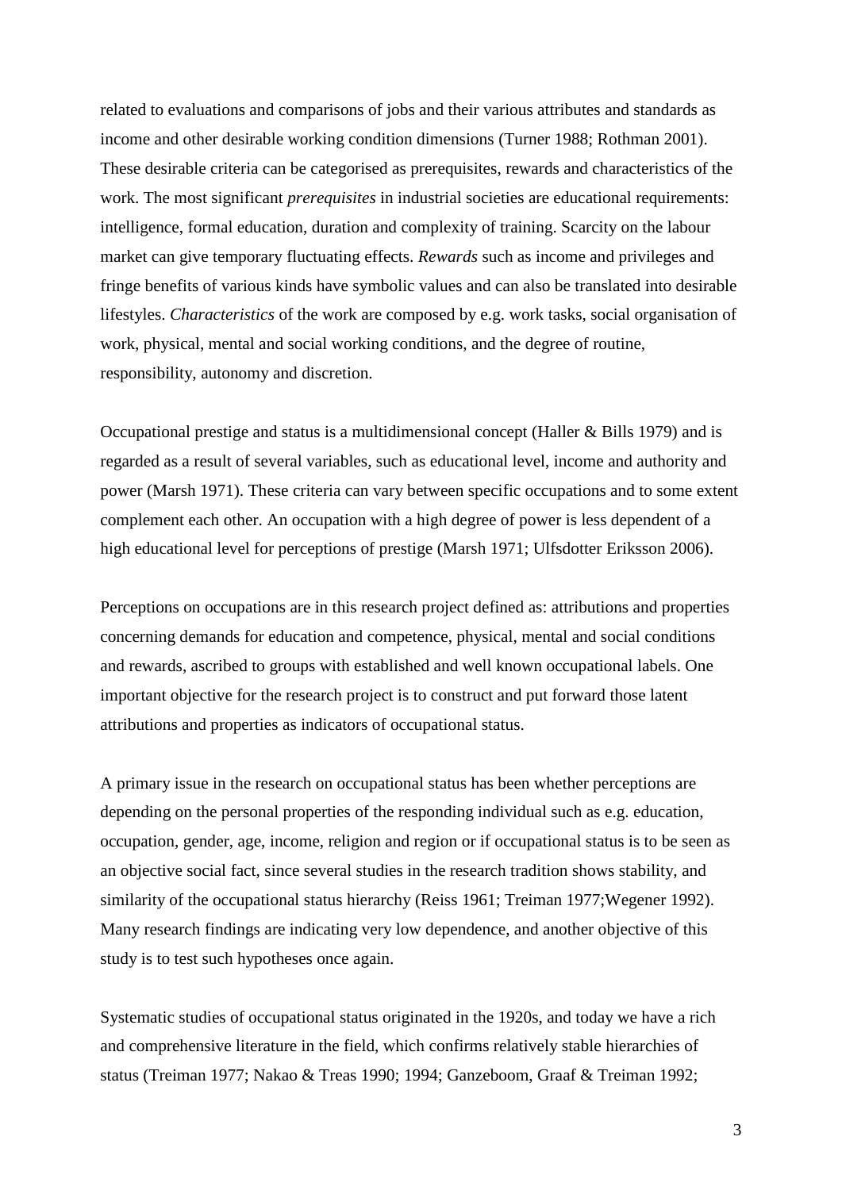related to evaluations and comparisons of jobs and their various attributes and standards as income and other desirable working condition dimensions (Turner 1988; Rothman 2001). These desirable criteria can be categorised as prerequisites, rewards and characteristics of the work. The most significant *prerequisites* in industrial societies are educational requirements: intelligence, formal education, duration and complexity of training. Scarcity on the labour market can give temporary fluctuating effects. *Rewards* such as income and privileges and fringe benefits of various kinds have symbolic values and can also be translated into desirable lifestyles. *Characteristics* of the work are composed by e.g. work tasks, social organisation of work, physical, mental and social working conditions, and the degree of routine, responsibility, autonomy and discretion.

Occupational prestige and status is a multidimensional concept (Haller & Bills 1979) and is regarded as a result of several variables, such as educational level, income and authority and power (Marsh 1971). These criteria can vary between specific occupations and to some extent complement each other. An occupation with a high degree of power is less dependent of a high educational level for perceptions of prestige (Marsh 1971; Ulfsdotter Eriksson 2006).

Perceptions on occupations are in this research project defined as: attributions and properties concerning demands for education and competence, physical, mental and social conditions and rewards, ascribed to groups with established and well known occupational labels. One important objective for the research project is to construct and put forward those latent attributions and properties as indicators of occupational status.

A primary issue in the research on occupational status has been whether perceptions are depending on the personal properties of the responding individual such as e.g. education, occupation, gender, age, income, religion and region or if occupational status is to be seen as an objective social fact, since several studies in the research tradition shows stability, and similarity of the occupational status hierarchy (Reiss 1961; Treiman 1977;Wegener 1992). Many research findings are indicating very low dependence, and another objective of this study is to test such hypotheses once again.

Systematic studies of occupational status originated in the 1920s, and today we have a rich and comprehensive literature in the field, which confirms relatively stable hierarchies of status (Treiman 1977; Nakao & Treas 1990; 1994; Ganzeboom, Graaf & Treiman 1992;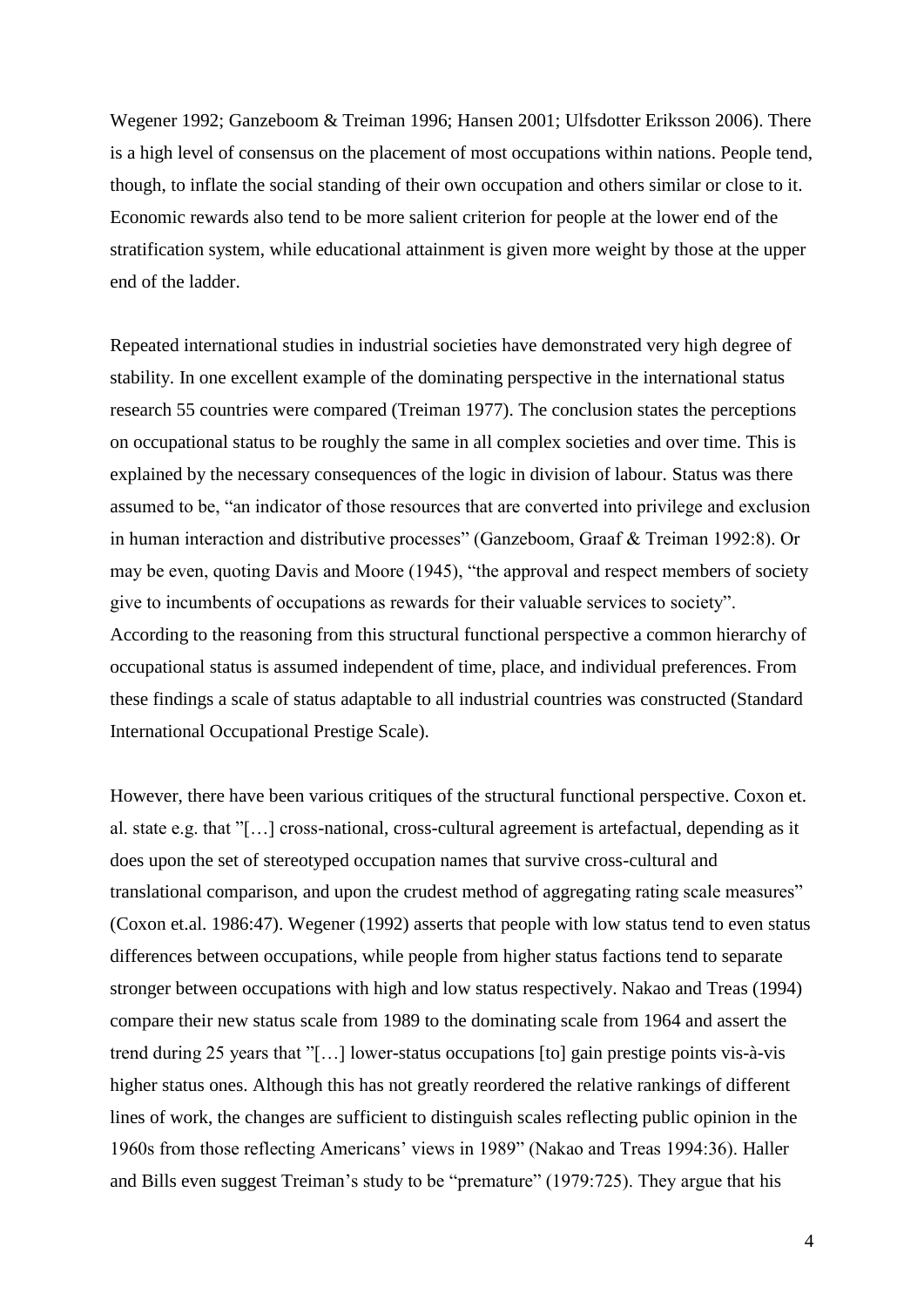Wegener 1992; Ganzeboom & Treiman 1996; Hansen 2001; Ulfsdotter Eriksson 2006). There is a high level of consensus on the placement of most occupations within nations. People tend, though, to inflate the social standing of their own occupation and others similar or close to it. Economic rewards also tend to be more salient criterion for people at the lower end of the stratification system, while educational attainment is given more weight by those at the upper end of the ladder.

Repeated international studies in industrial societies have demonstrated very high degree of stability. In one excellent example of the dominating perspective in the international status research 55 countries were compared (Treiman 1977). The conclusion states the perceptions on occupational status to be roughly the same in all complex societies and over time. This is explained by the necessary consequences of the logic in division of labour. Status was there assumed to be, "an indicator of those resources that are converted into privilege and exclusion in human interaction and distributive processes" (Ganzeboom, Graaf & Treiman 1992:8). Or may be even, quoting Davis and Moore (1945), "the approval and respect members of society give to incumbents of occupations as rewards for their valuable services to society". According to the reasoning from this structural functional perspective a common hierarchy of occupational status is assumed independent of time, place, and individual preferences. From these findings a scale of status adaptable to all industrial countries was constructed (Standard International Occupational Prestige Scale).

However, there have been various critiques of the structural functional perspective. Coxon et. al. state e.g. that "[…] cross-national, cross-cultural agreement is artefactual, depending as it does upon the set of stereotyped occupation names that survive cross-cultural and translational comparison, and upon the crudest method of aggregating rating scale measures" (Coxon et.al. 1986:47). Wegener (1992) asserts that people with low status tend to even status differences between occupations, while people from higher status factions tend to separate stronger between occupations with high and low status respectively. Nakao and Treas (1994) compare their new status scale from 1989 to the dominating scale from 1964 and assert the trend during 25 years that "[…] lower-status occupations [to] gain prestige points vis-à-vis higher status ones. Although this has not greatly reordered the relative rankings of different lines of work, the changes are sufficient to distinguish scales reflecting public opinion in the 1960s from those reflecting Americans' views in 1989" (Nakao and Treas 1994:36). Haller and Bills even suggest Treiman's study to be "premature" (1979:725). They argue that his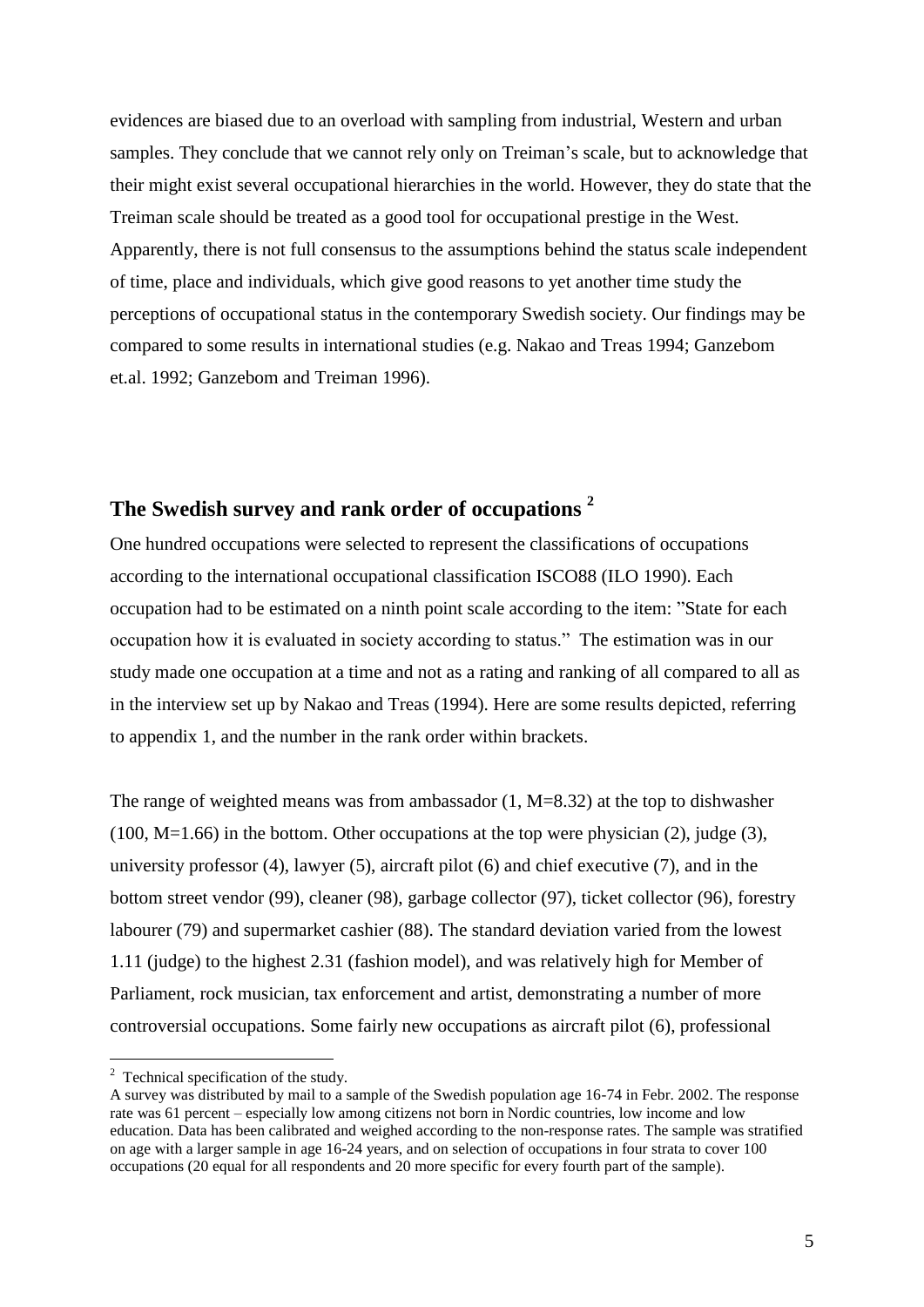evidences are biased due to an overload with sampling from industrial, Western and urban samples. They conclude that we cannot rely only on Treiman's scale, but to acknowledge that their might exist several occupational hierarchies in the world. However, they do state that the Treiman scale should be treated as a good tool for occupational prestige in the West. Apparently, there is not full consensus to the assumptions behind the status scale independent of time, place and individuals, which give good reasons to yet another time study the perceptions of occupational status in the contemporary Swedish society. Our findings may be compared to some results in international studies (e.g. Nakao and Treas 1994; Ganzebom et.al. 1992; Ganzebom and Treiman 1996).

## The Swedish survey and rank order of occupations [2]

One hundred occupations were selected to represent the classifications of occupations according to the international occupational classification ISCO88 (ILO 1990). Each occupation had to be estimated on a ninth point scale according to the item: "State for each occupation how it is evaluated in society according to status." The estimation was in our study made one occupation at a time and not as a rating and ranking of all compared to all as in the interview set up by Nakao and Treas (1994). Here are some results depicted, referring to appendix 1, and the number in the rank order within brackets.

The range of weighted means was from ambassador (1, M=8.32) at the top to dishwasher (100, M=1.66) in the bottom. Other occupations at the top were physician (2), judge (3), university professor (4), lawyer (5), aircraft pilot (6) and chief executive (7), and in the bottom street vendor (99), cleaner (98), garbage collector (97), ticket collector (96), forestry labourer (79) and supermarket cashier (88). The standard deviation varied from the lowest 1.11 (judge) to the highest 2.31 (fashion model), and was relatively high for Member of Parliament, rock musician, tax enforcement and artist, demonstrating a number of more controversial occupations. Some fairly new occupations as aircraft pilot (6), professional

---

[2] Technical specification of the study.
A survey was distributed by mail to a sample of the Swedish population age 16-74 in Febr. 2002. The response rate was 61 percent – especially low among citizens not born in Nordic countries, low income and low education. Data has been calibrated and weighed according to the non-response rates. The sample was stratified on age with a larger sample in age 16-24 years, and on selection of occupations in four strata to cover 100 occupations (20 equal for all respondents and 20 more specific for every fourth part of the sample).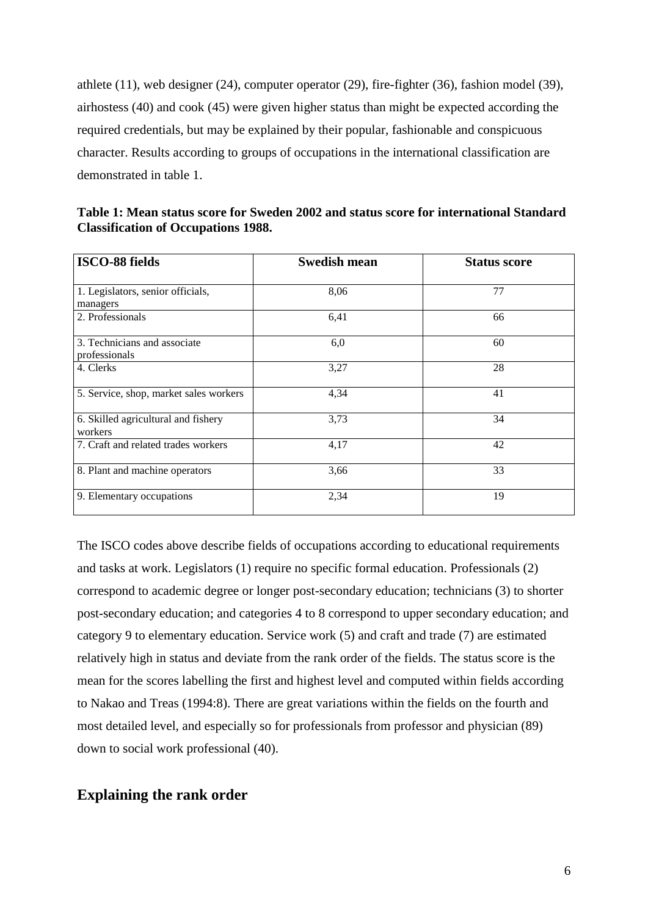athlete (11), web designer (24), computer operator (29), fire-fighter (36), fashion model (39), airhostess (40) and cook (45) were given higher status than might be expected according the required credentials, but may be explained by their popular, fashionable and conspicuous character. Results according to groups of occupations in the international classification are demonstrated in table 1.

**Table 1: Mean status score for Sweden 2002 and status score for international Standard Classification of Occupations 1988.**

| ISCO-88 fields | Swedish mean | Status score |
|---|---|---|
| 1. Legislators, senior officials, managers | 8,06 | 77 |
| 2. Professionals | 6,41 | 66 |
| 3. Technicians and associate professionals | 6,0 | 60 |
| 4. Clerks | 3,27 | 28 |
| 5. Service, shop, market sales workers | 4,34 | 41 |
| 6. Skilled agricultural and fishery workers | 3,73 | 34 |
| 7. Craft and related trades workers | 4,17 | 42 |
| 8. Plant and machine operators | 3,66 | 33 |
| 9. Elementary occupations | 2,34 | 19 |

The ISCO codes above describe fields of occupations according to educational requirements and tasks at work. Legislators (1) require no specific formal education. Professionals (2) correspond to academic degree or longer post-secondary education; technicians (3) to shorter post-secondary education; and categories 4 to 8 correspond to upper secondary education; and category 9 to elementary education. Service work (5) and craft and trade (7) are estimated relatively high in status and deviate from the rank order of the fields. The status score is the mean for the scores labelling the first and highest level and computed within fields according to Nakao and Treas (1994:8). There are great variations within the fields on the fourth and most detailed level, and especially so for professionals from professor and physician (89) down to social work professional (40).

## Explaining the rank order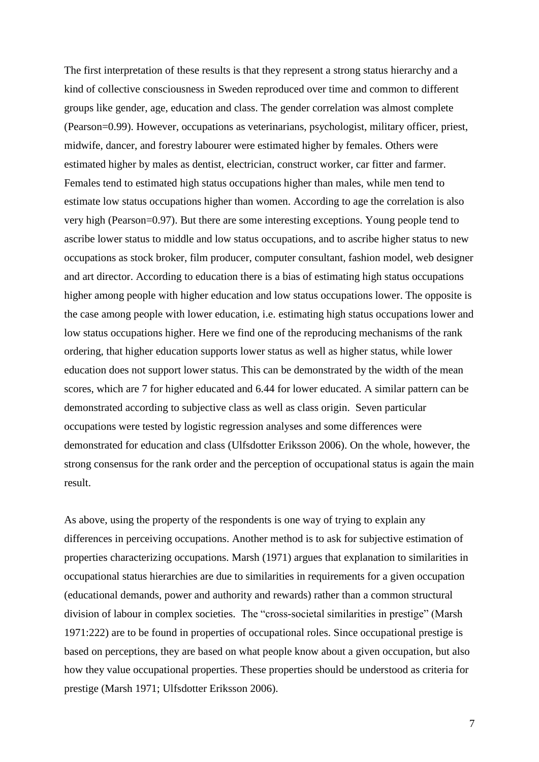The first interpretation of these results is that they represent a strong status hierarchy and a kind of collective consciousness in Sweden reproduced over time and common to different groups like gender, age, education and class. The gender correlation was almost complete (Pearson=0.99). However, occupations as veterinarians, psychologist, military officer, priest, midwife, dancer, and forestry labourer were estimated higher by females. Others were estimated higher by males as dentist, electrician, construct worker, car fitter and farmer. Females tend to estimated high status occupations higher than males, while men tend to estimate low status occupations higher than women. According to age the correlation is also very high (Pearson=0.97). But there are some interesting exceptions. Young people tend to ascribe lower status to middle and low status occupations, and to ascribe higher status to new occupations as stock broker, film producer, computer consultant, fashion model, web designer and art director. According to education there is a bias of estimating high status occupations higher among people with higher education and low status occupations lower. The opposite is the case among people with lower education, i.e. estimating high status occupations lower and low status occupations higher. Here we find one of the reproducing mechanisms of the rank ordering, that higher education supports lower status as well as higher status, while lower education does not support lower status. This can be demonstrated by the width of the mean scores, which are 7 for higher educated and 6.44 for lower educated. A similar pattern can be demonstrated according to subjective class as well as class origin. Seven particular occupations were tested by logistic regression analyses and some differences were demonstrated for education and class (Ulfsdotter Eriksson 2006). On the whole, however, the strong consensus for the rank order and the perception of occupational status is again the main result.

As above, using the property of the respondents is one way of trying to explain any differences in perceiving occupations. Another method is to ask for subjective estimation of properties characterizing occupations. Marsh (1971) argues that explanation to similarities in occupational status hierarchies are due to similarities in requirements for a given occupation (educational demands, power and authority and rewards) rather than a common structural division of labour in complex societies. The "cross-societal similarities in prestige" (Marsh 1971:222) are to be found in properties of occupational roles. Since occupational prestige is based on perceptions, they are based on what people know about a given occupation, but also how they value occupational properties. These properties should be understood as criteria for prestige (Marsh 1971; Ulfsdotter Eriksson 2006).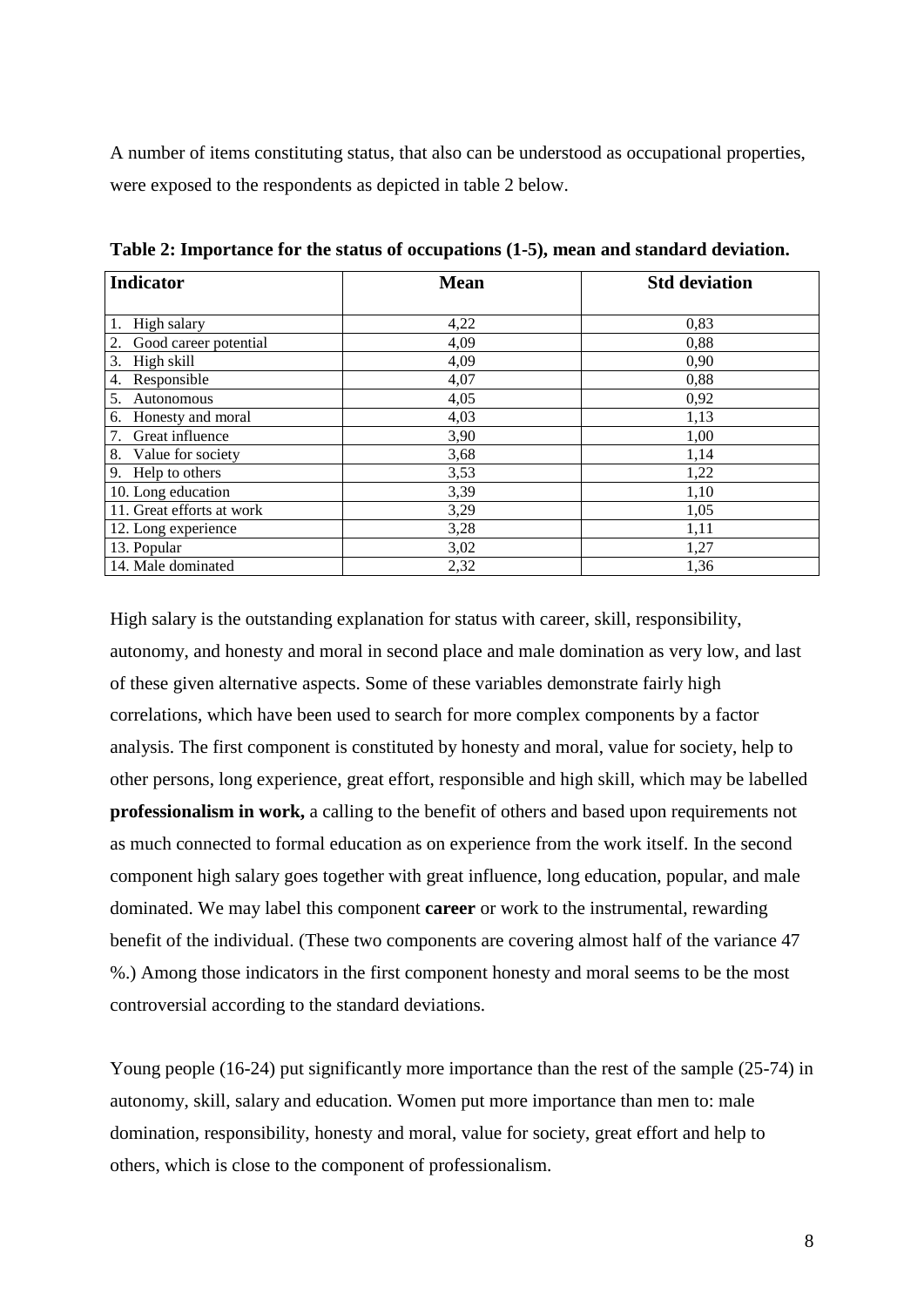A number of items constituting status, that also can be understood as occupational properties, were exposed to the respondents as depicted in table 2 below.

**Table 2: Importance for the status of occupations (1-5), mean and standard deviation.**

| Indicator | Mean | Std deviation |
|---|---|---|
| 1. High salary | 4,22 | 0,83 |
| 2. Good career potential | 4,09 | 0,88 |
| 3. High skill | 4,09 | 0,90 |
| 4. Responsible | 4,07 | 0,88 |
| 5. Autonomous | 4,05 | 0,92 |
| 6. Honesty and moral | 4,03 | 1,13 |
| 7. Great influence | 3,90 | 1,00 |
| 8. Value for society | 3,68 | 1,14 |
| 9. Help to others | 3,53 | 1,22 |
| 10. Long education | 3,39 | 1,10 |
| 11. Great efforts at work | 3,29 | 1,05 |
| 12. Long experience | 3,28 | 1,11 |
| 13. Popular | 3,02 | 1,27 |
| 14. Male dominated | 2,32 | 1,36 |

High salary is the outstanding explanation for status with career, skill, responsibility, autonomy, and honesty and moral in second place and male domination as very low, and last of these given alternative aspects. Some of these variables demonstrate fairly high correlations, which have been used to search for more complex components by a factor analysis. The first component is constituted by honesty and moral, value for society, help to other persons, long experience, great effort, responsible and high skill, which may be labelled **professionalism in work,** a calling to the benefit of others and based upon requirements not as much connected to formal education as on experience from the work itself. In the second component high salary goes together with great influence, long education, popular, and male dominated. We may label this component **career** or work to the instrumental, rewarding benefit of the individual. (These two components are covering almost half of the variance 47 %.) Among those indicators in the first component honesty and moral seems to be the most controversial according to the standard deviations.

Young people (16-24) put significantly more importance than the rest of the sample (25-74) in autonomy, skill, salary and education. Women put more importance than men to: male domination, responsibility, honesty and moral, value for society, great effort and help to others, which is close to the component of professionalism.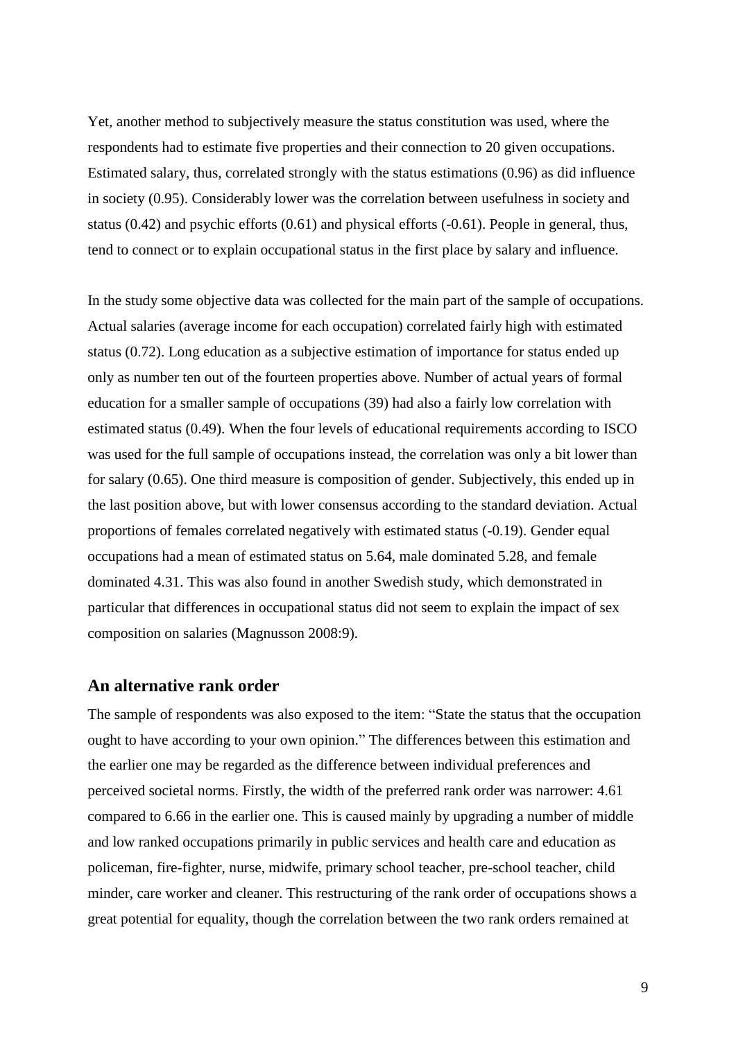Yet, another method to subjectively measure the status constitution was used, where the respondents had to estimate five properties and their connection to 20 given occupations. Estimated salary, thus, correlated strongly with the status estimations (0.96) as did influence in society (0.95). Considerably lower was the correlation between usefulness in society and status (0.42) and psychic efforts (0.61) and physical efforts (-0.61). People in general, thus, tend to connect or to explain occupational status in the first place by salary and influence.

In the study some objective data was collected for the main part of the sample of occupations. Actual salaries (average income for each occupation) correlated fairly high with estimated status (0.72). Long education as a subjective estimation of importance for status ended up only as number ten out of the fourteen properties above. Number of actual years of formal education for a smaller sample of occupations (39) had also a fairly low correlation with estimated status (0.49). When the four levels of educational requirements according to ISCO was used for the full sample of occupations instead, the correlation was only a bit lower than for salary (0.65). One third measure is composition of gender. Subjectively, this ended up in the last position above, but with lower consensus according to the standard deviation. Actual proportions of females correlated negatively with estimated status (-0.19). Gender equal occupations had a mean of estimated status on 5.64, male dominated 5.28, and female dominated 4.31. This was also found in another Swedish study, which demonstrated in particular that differences in occupational status did not seem to explain the impact of sex composition on salaries (Magnusson 2008:9).

## An alternative rank order

The sample of respondents was also exposed to the item: "State the status that the occupation ought to have according to your own opinion." The differences between this estimation and the earlier one may be regarded as the difference between individual preferences and perceived societal norms. Firstly, the width of the preferred rank order was narrower: 4.61 compared to 6.66 in the earlier one. This is caused mainly by upgrading a number of middle and low ranked occupations primarily in public services and health care and education as policeman, fire-fighter, nurse, midwife, primary school teacher, pre-school teacher, child minder, care worker and cleaner. This restructuring of the rank order of occupations shows a great potential for equality, though the correlation between the two rank orders remained at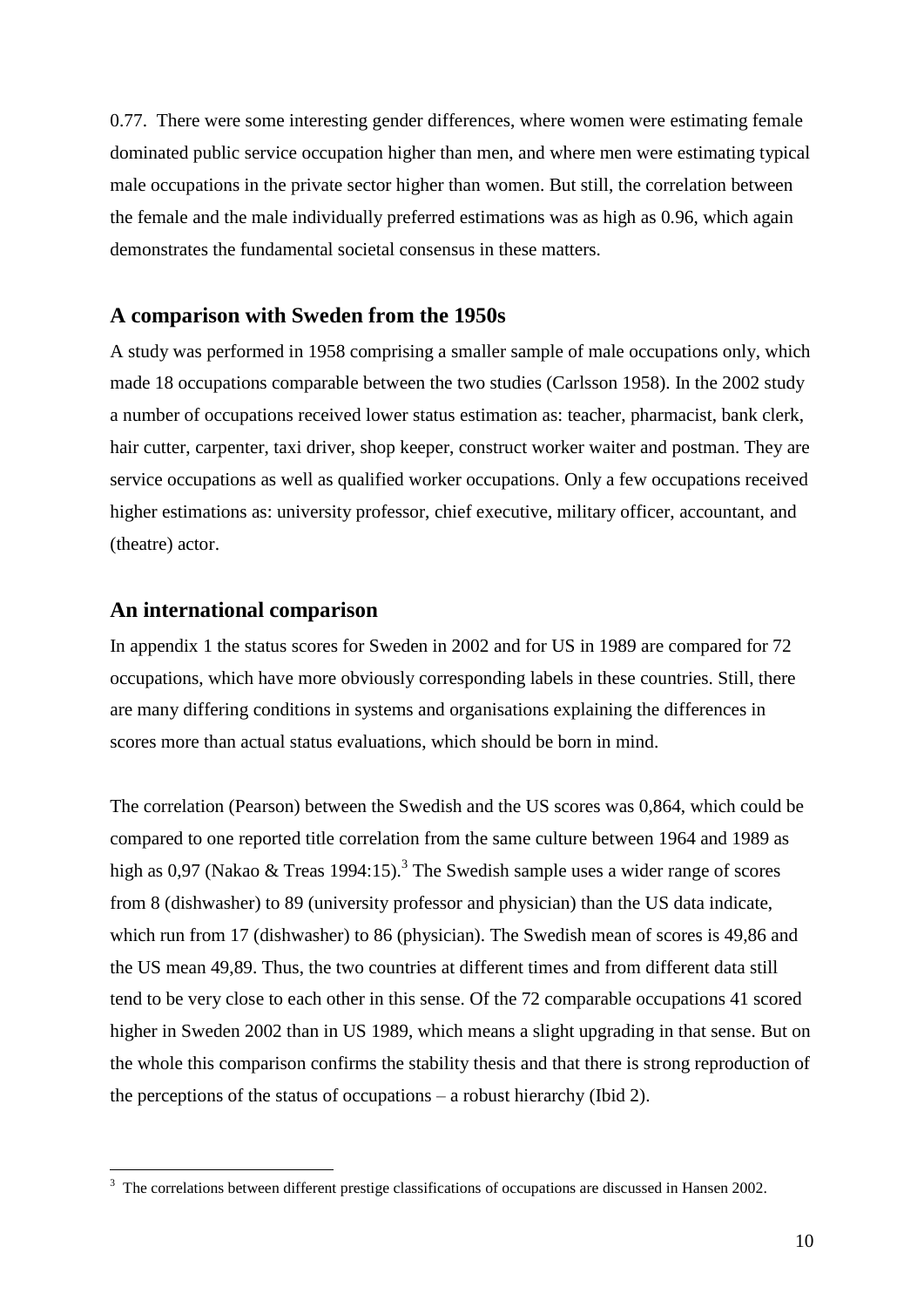0.77. There were some interesting gender differences, where women were estimating female dominated public service occupation higher than men, and where men were estimating typical male occupations in the private sector higher than women. But still, the correlation between the female and the male individually preferred estimations was as high as 0.96, which again demonstrates the fundamental societal consensus in these matters.

## A comparison with Sweden from the 1950s

A study was performed in 1958 comprising a smaller sample of male occupations only, which made 18 occupations comparable between the two studies (Carlsson 1958). In the 2002 study a number of occupations received lower status estimation as: teacher, pharmacist, bank clerk, hair cutter, carpenter, taxi driver, shop keeper, construct worker waiter and postman. They are service occupations as well as qualified worker occupations. Only a few occupations received higher estimations as: university professor, chief executive, military officer, accountant, and (theatre) actor.

## An international comparison

In appendix 1 the status scores for Sweden in 2002 and for US in 1989 are compared for 72 occupations, which have more obviously corresponding labels in these countries. Still, there are many differing conditions in systems and organisations explaining the differences in scores more than actual status evaluations, which should be born in mind.

The correlation (Pearson) between the Swedish and the US scores was 0,864, which could be compared to one reported title correlation from the same culture between 1964 and 1989 as high as 0,97 (Nakao & Treas 1994:15).[3] The Swedish sample uses a wider range of scores from 8 (dishwasher) to 89 (university professor and physician) than the US data indicate, which run from 17 (dishwasher) to 86 (physician). The Swedish mean of scores is 49,86 and the US mean 49,89. Thus, the two countries at different times and from different data still tend to be very close to each other in this sense. Of the 72 comparable occupations 41 scored higher in Sweden 2002 than in US 1989, which means a slight upgrading in that sense. But on the whole this comparison confirms the stability thesis and that there is strong reproduction of the perceptions of the status of occupations – a robust hierarchy (Ibid 2).

---

[3] The correlations between different prestige classifications of occupations are discussed in Hansen 2002.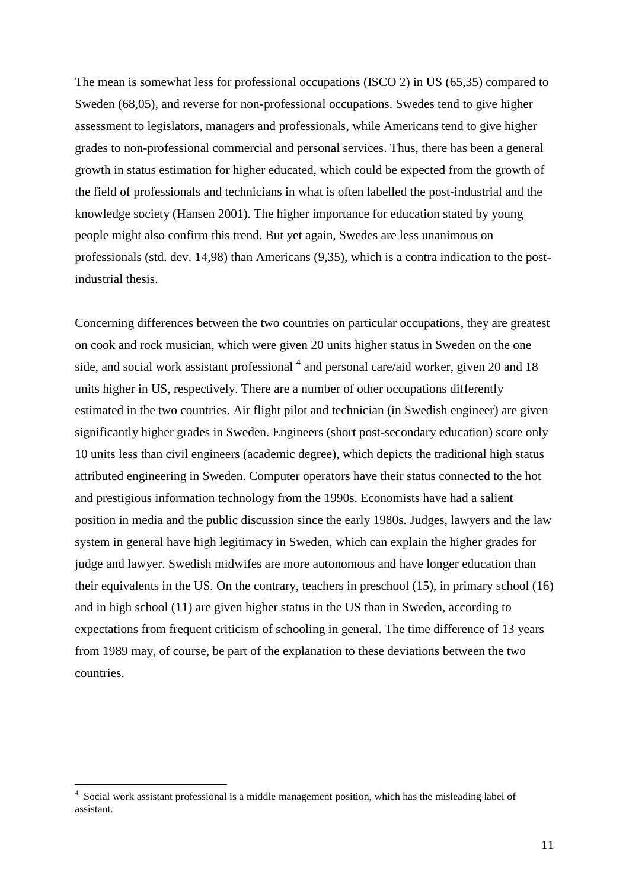The mean is somewhat less for professional occupations (ISCO 2) in US (65,35) compared to Sweden (68,05), and reverse for non-professional occupations. Swedes tend to give higher assessment to legislators, managers and professionals, while Americans tend to give higher grades to non-professional commercial and personal services. Thus, there has been a general growth in status estimation for higher educated, which could be expected from the growth of the field of professionals and technicians in what is often labelled the post-industrial and the knowledge society (Hansen 2001). The higher importance for education stated by young people might also confirm this trend. But yet again, Swedes are less unanimous on professionals (std. dev. 14,98) than Americans (9,35), which is a contra indication to the post-industrial thesis.

Concerning differences between the two countries on particular occupations, they are greatest on cook and rock musician, which were given 20 units higher status in Sweden on the one side, and social work assistant professional [4] and personal care/aid worker, given 20 and 18 units higher in US, respectively. There are a number of other occupations differently estimated in the two countries. Air flight pilot and technician (in Swedish engineer) are given significantly higher grades in Sweden. Engineers (short post-secondary education) score only 10 units less than civil engineers (academic degree), which depicts the traditional high status attributed engineering in Sweden. Computer operators have their status connected to the hot and prestigious information technology from the 1990s. Economists have had a salient position in media and the public discussion since the early 1980s. Judges, lawyers and the law system in general have high legitimacy in Sweden, which can explain the higher grades for judge and lawyer. Swedish midwifes are more autonomous and have longer education than their equivalents in the US. On the contrary, teachers in preschool (15), in primary school (16) and in high school (11) are given higher status in the US than in Sweden, according to expectations from frequent criticism of schooling in general. The time difference of 13 years from 1989 may, of course, be part of the explanation to these deviations between the two countries.

[4] Social work assistant professional is a middle management position, which has the misleading label of assistant.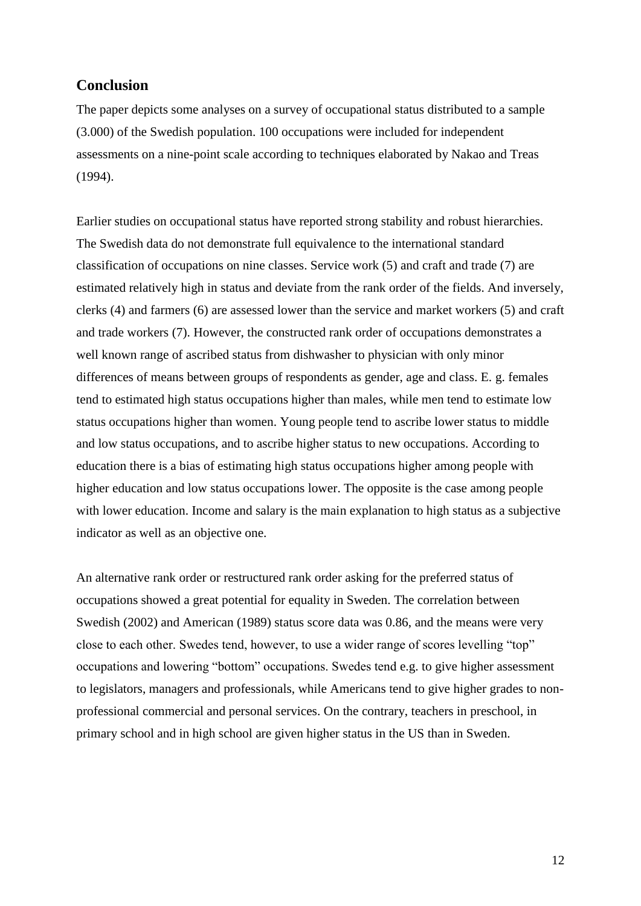## Conclusion

The paper depicts some analyses on a survey of occupational status distributed to a sample (3.000) of the Swedish population. 100 occupations were included for independent assessments on a nine-point scale according to techniques elaborated by Nakao and Treas (1994).

Earlier studies on occupational status have reported strong stability and robust hierarchies. The Swedish data do not demonstrate full equivalence to the international standard classification of occupations on nine classes. Service work (5) and craft and trade (7) are estimated relatively high in status and deviate from the rank order of the fields. And inversely, clerks (4) and farmers (6) are assessed lower than the service and market workers (5) and craft and trade workers (7). However, the constructed rank order of occupations demonstrates a well known range of ascribed status from dishwasher to physician with only minor differences of means between groups of respondents as gender, age and class. E. g. females tend to estimated high status occupations higher than males, while men tend to estimate low status occupations higher than women. Young people tend to ascribe lower status to middle and low status occupations, and to ascribe higher status to new occupations. According to education there is a bias of estimating high status occupations higher among people with higher education and low status occupations lower. The opposite is the case among people with lower education. Income and salary is the main explanation to high status as a subjective indicator as well as an objective one.

An alternative rank order or restructured rank order asking for the preferred status of occupations showed a great potential for equality in Sweden. The correlation between Swedish (2002) and American (1989) status score data was 0.86, and the means were very close to each other. Swedes tend, however, to use a wider range of scores levelling "top" occupations and lowering "bottom" occupations. Swedes tend e.g. to give higher assessment to legislators, managers and professionals, while Americans tend to give higher grades to non-professional commercial and personal services. On the contrary, teachers in preschool, in primary school and in high school are given higher status in the US than in Sweden.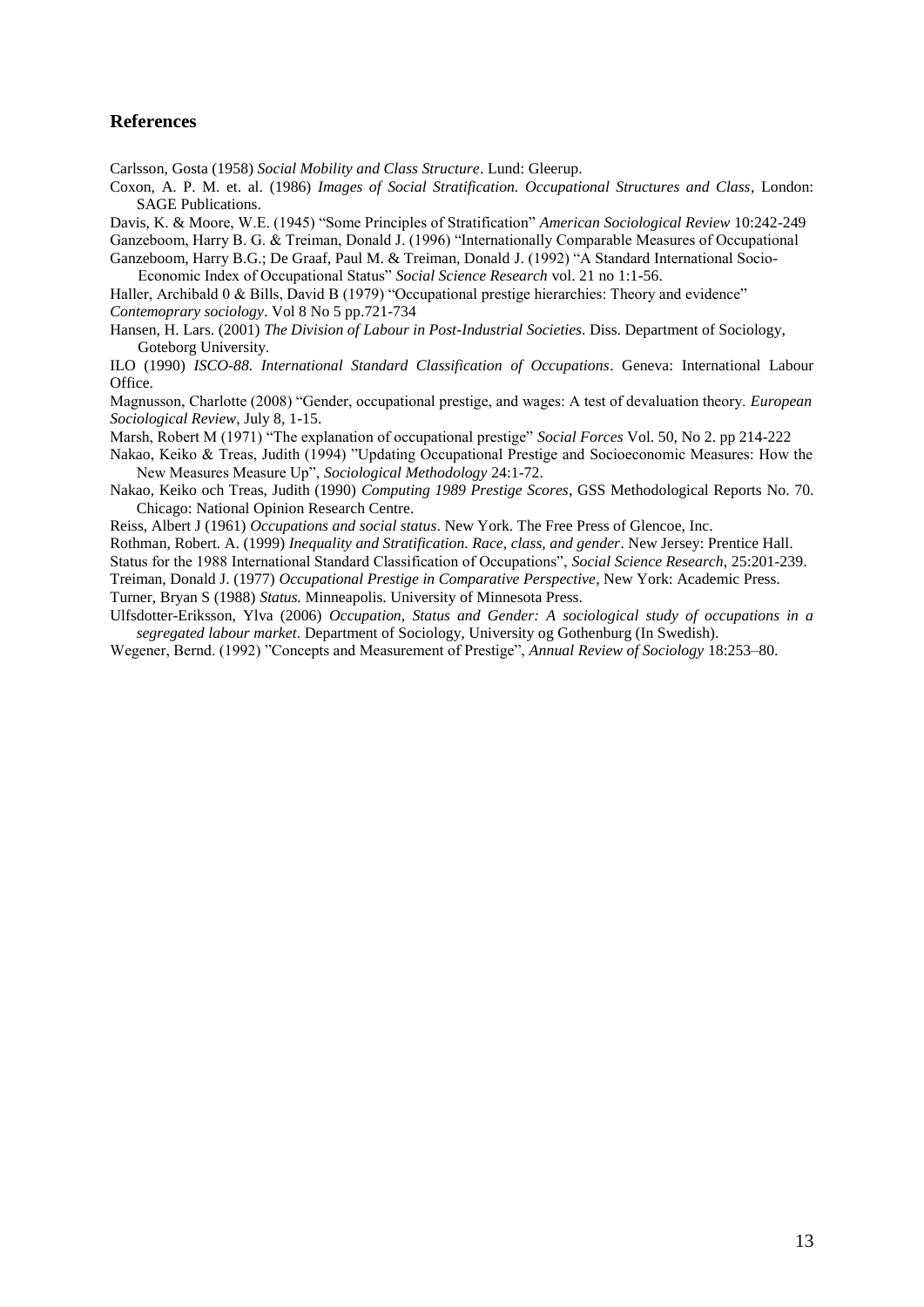## References

Carlsson, Gosta (1958) *Social Mobility and Class Structure*. Lund: Gleerup.

Coxon, A. P. M. et. al. (1986) *Images of Social Stratification. Occupational Structures and Class*, London: SAGE Publications.

Davis, K. & Moore, W.E. (1945) "Some Principles of Stratification" *American Sociological Review* 10:242-249

Ganzeboom, Harry B. G. & Treiman, Donald J. (1996) "Internationally Comparable Measures of Occupational

Ganzeboom, Harry B.G.; De Graaf, Paul M. & Treiman, Donald J. (1992) "A Standard International Socio-Economic Index of Occupational Status" *Social Science Research* vol. 21 no 1:1-56.

Haller, Archibald 0 & Bills, David B (1979) "Occupational prestige hierarchies: Theory and evidence" *Contemoprary sociology*. Vol 8 No 5 pp.721-734

Hansen, H. Lars. (2001) *The Division of Labour in Post-Industrial Societies*. Diss. Department of Sociology, Goteborg University.

ILO (1990) *ISCO-88. International Standard Classification of Occupations*. Geneva: International Labour Office.

Magnusson, Charlotte (2008) "Gender, occupational prestige, and wages: A test of devaluation theory. *European Sociological Review*, July 8, 1-15.

Marsh, Robert M (1971) "The explanation of occupational prestige" *Social Forces* Vol. 50, No 2. pp 214-222

Nakao, Keiko & Treas, Judith (1994) "Updating Occupational Prestige and Socioeconomic Measures: How the New Measures Measure Up", *Sociological Methodology* 24:1-72.

Nakao, Keiko och Treas, Judith (1990) *Computing 1989 Prestige Scores*, GSS Methodological Reports No. 70. Chicago: National Opinion Research Centre.

Reiss, Albert J (1961) *Occupations and social status*. New York. The Free Press of Glencoe, Inc.

Rothman, Robert. A. (1999) *Inequality and Stratification. Race, class, and gender*. New Jersey: Prentice Hall.

Status for the 1988 International Standard Classification of Occupations", *Social Science Research*, 25:201-239.

Treiman, Donald J. (1977) *Occupational Prestige in Comparative Perspective*, New York: Academic Press.

Turner, Bryan S (1988) *Status.* Minneapolis. University of Minnesota Press.

Ulfsdotter-Eriksson, Ylva (2006) *Occupation, Status and Gender: A sociological study of occupations in a segregated labour market*. Department of Sociology, University og Gothenburg (In Swedish).

Wegener, Bernd. (1992) "Concepts and Measurement of Prestige", *Annual Review of Sociology* 18:253–80.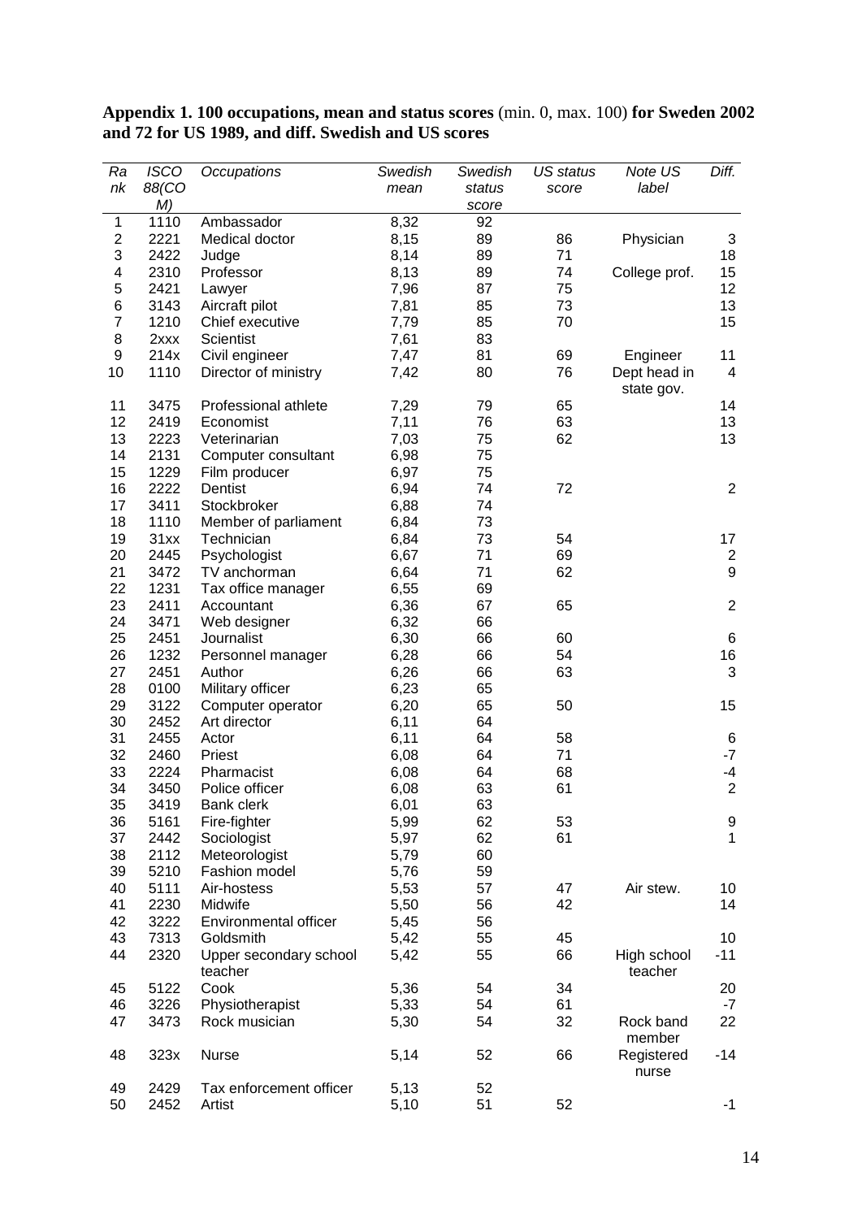**Appendix 1. 100 occupations, mean and status scores** (min. 0, max. 100) **for Sweden 2002 and 72 for US 1989, and diff. Swedish and US scores**

| *Rank* | *ISCO 88(COM)* | *Occupations* | *Swedish mean* | *Swedish status score* | *US status score* | *Note US label* | *Diff.* |
|---|---|---|---|---|---|---|---|
| 1 | 1110 | Ambassador | 8,32 | 92 | | | |
| 2 | 2221 | Medical doctor | 8,15 | 89 | 86 | Physician | 3 |
| 3 | 2422 | Judge | 8,14 | 89 | 71 | | 18 |
| 4 | 2310 | Professor | 8,13 | 89 | 74 | College prof. | 15 |
| 5 | 2421 | Lawyer | 7,96 | 87 | 75 | | 12 |
| 6 | 3143 | Aircraft pilot | 7,81 | 85 | 73 | | 13 |
| 7 | 1210 | Chief executive | 7,79 | 85 | 70 | | 15 |
| 8 | 2xxx | Scientist | 7,61 | 83 | | | |
| 9 | 214x | Civil engineer | 7,47 | 81 | 69 | Engineer | 11 |
| 10 | 1110 | Director of ministry | 7,42 | 80 | 76 | Dept head in state gov. | 4 |
| 11 | 3475 | Professional athlete | 7,29 | 79 | 65 | | 14 |
| 12 | 2419 | Economist | 7,11 | 76 | 63 | | 13 |
| 13 | 2223 | Veterinarian | 7,03 | 75 | 62 | | 13 |
| 14 | 2131 | Computer consultant | 6,98 | 75 | | | |
| 15 | 1229 | Film producer | 6,97 | 75 | | | |
| 16 | 2222 | Dentist | 6,94 | 74 | 72 | | 2 |
| 17 | 3411 | Stockbroker | 6,88 | 74 | | | |
| 18 | 1110 | Member of parliament | 6,84 | 73 | | | |
| 19 | 31xx | Technician | 6,84 | 73 | 54 | | 17 |
| 20 | 2445 | Psychologist | 6,67 | 71 | 69 | | 2 |
| 21 | 3472 | TV anchorman | 6,64 | 71 | 62 | | 9 |
| 22 | 1231 | Tax office manager | 6,55 | 69 | | | |
| 23 | 2411 | Accountant | 6,36 | 67 | 65 | | 2 |
| 24 | 3471 | Web designer | 6,32 | 66 | | | |
| 25 | 2451 | Journalist | 6,30 | 66 | 60 | | 6 |
| 26 | 1232 | Personnel manager | 6,28 | 66 | 54 | | 16 |
| 27 | 2451 | Author | 6,26 | 66 | 63 | | 3 |
| 28 | 0100 | Military officer | 6,23 | 65 | | | |
| 29 | 3122 | Computer operator | 6,20 | 65 | 50 | | 15 |
| 30 | 2452 | Art director | 6,11 | 64 | | | |
| 31 | 2455 | Actor | 6,11 | 64 | 58 | | 6 |
| 32 | 2460 | Priest | 6,08 | 64 | 71 | | -7 |
| 33 | 2224 | Pharmacist | 6,08 | 64 | 68 | | -4 |
| 34 | 3450 | Police officer | 6,08 | 63 | 61 | | 2 |
| 35 | 3419 | Bank clerk | 6,01 | 63 | | | |
| 36 | 5161 | Fire-fighter | 5,99 | 62 | 53 | | 9 |
| 37 | 2442 | Sociologist | 5,97 | 62 | 61 | | 1 |
| 38 | 2112 | Meteorologist | 5,79 | 60 | | | |
| 39 | 5210 | Fashion model | 5,76 | 59 | | | |
| 40 | 5111 | Air-hostess | 5,53 | 57 | 47 | Air stew. | 10 |
| 41 | 2230 | Midwife | 5,50 | 56 | 42 | | 14 |
| 42 | 3222 | Environmental officer | 5,45 | 56 | | | |
| 43 | 7313 | Goldsmith | 5,42 | 55 | 45 | | 10 |
| 44 | 2320 | Upper secondary school teacher | 5,42 | 55 | 66 | High school teacher | -11 |
| 45 | 5122 | Cook | 5,36 | 54 | 34 | | 20 |
| 46 | 3226 | Physiotherapist | 5,33 | 54 | 61 | | -7 |
| 47 | 3473 | Rock musician | 5,30 | 54 | 32 | Rock band member | 22 |
| 48 | 323x | Nurse | 5,14 | 52 | 66 | Registered nurse | -14 |
| 49 | 2429 | Tax enforcement officer | 5,13 | 52 | | | |
| 50 | 2452 | Artist | 5,10 | 51 | 52 | | -1 |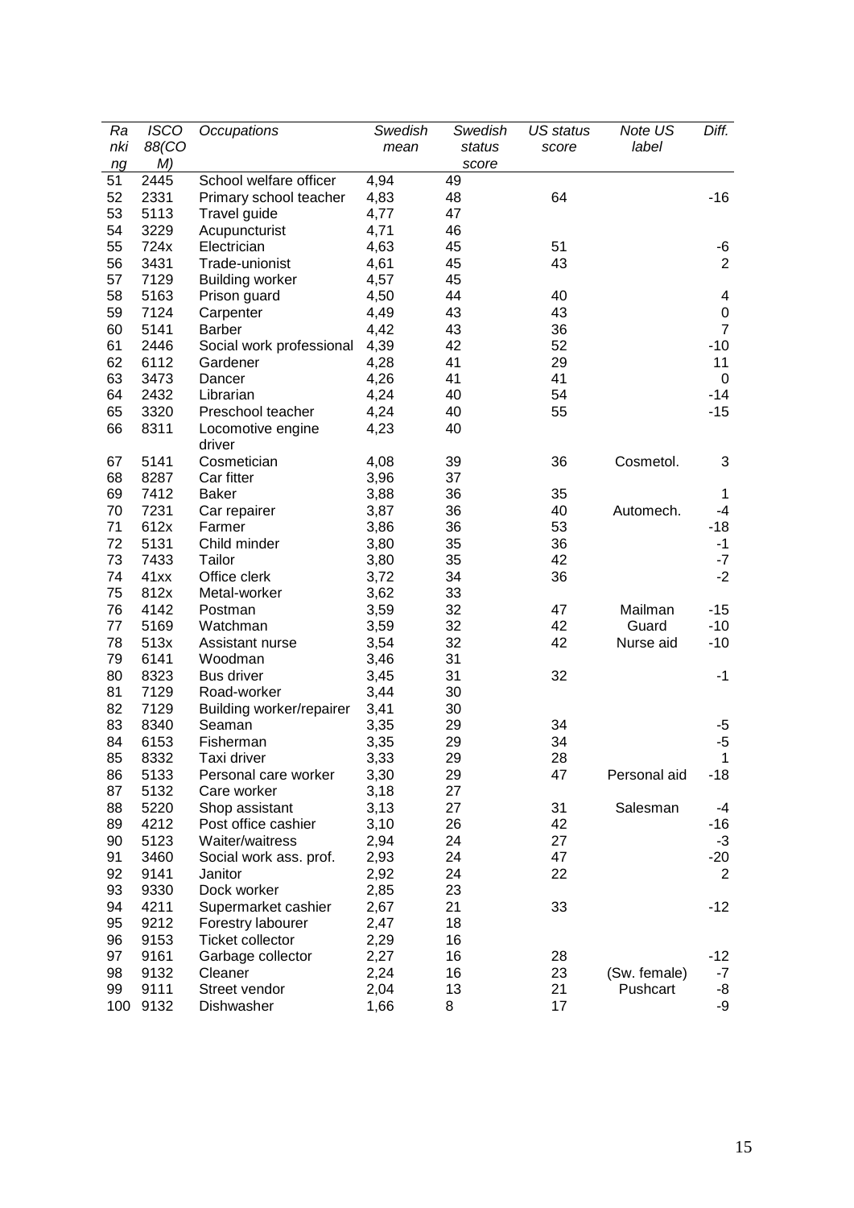| *Ranking* | *ISCO 88(COM)* | *Occupations* | *Swedish mean* | *Swedish status score* | *US status score* | *Note US label* | *Diff.* |
|---|---|---|---|---|---|---|---|
| 51 | 2445 | School welfare officer | 4,94 | 49 | | | |
| 52 | 2331 | Primary school teacher | 4,83 | 48 | 64 | | -16 |
| 53 | 5113 | Travel guide | 4,77 | 47 | | | |
| 54 | 3229 | Acupuncturist | 4,71 | 46 | | | |
| 55 | 724x | Electrician | 4,63 | 45 | 51 | | -6 |
| 56 | 3431 | Trade-unionist | 4,61 | 45 | 43 | | 2 |
| 57 | 7129 | Building worker | 4,57 | 45 | | | |
| 58 | 5163 | Prison guard | 4,50 | 44 | 40 | | 4 |
| 59 | 7124 | Carpenter | 4,49 | 43 | 43 | | 0 |
| 60 | 5141 | Barber | 4,42 | 43 | 36 | | 7 |
| 61 | 2446 | Social work professional | 4,39 | 42 | 52 | | -10 |
| 62 | 6112 | Gardener | 4,28 | 41 | 29 | | 11 |
| 63 | 3473 | Dancer | 4,26 | 41 | 41 | | 0 |
| 64 | 2432 | Librarian | 4,24 | 40 | 54 | | -14 |
| 65 | 3320 | Preschool teacher | 4,24 | 40 | 55 | | -15 |
| 66 | 8311 | Locomotive engine driver | 4,23 | 40 | | | |
| 67 | 5141 | Cosmetician | 4,08 | 39 | 36 | Cosmetol. | 3 |
| 68 | 8287 | Car fitter | 3,96 | 37 | | | |
| 69 | 7412 | Baker | 3,88 | 36 | 35 | | 1 |
| 70 | 7231 | Car repairer | 3,87 | 36 | 40 | Automech. | -4 |
| 71 | 612x | Farmer | 3,86 | 36 | 53 | | -18 |
| 72 | 5131 | Child minder | 3,80 | 35 | 36 | | -1 |
| 73 | 7433 | Tailor | 3,80 | 35 | 42 | | -7 |
| 74 | 41xx | Office clerk | 3,72 | 34 | 36 | | -2 |
| 75 | 812x | Metal-worker | 3,62 | 33 | | | |
| 76 | 4142 | Postman | 3,59 | 32 | 47 | Mailman | -15 |
| 77 | 5169 | Watchman | 3,59 | 32 | 42 | Guard | -10 |
| 78 | 513x | Assistant nurse | 3,54 | 32 | 42 | Nurse aid | -10 |
| 79 | 6141 | Woodman | 3,46 | 31 | | | |
| 80 | 8323 | Bus driver | 3,45 | 31 | 32 | | -1 |
| 81 | 7129 | Road-worker | 3,44 | 30 | | | |
| 82 | 7129 | Building worker/repairer | 3,41 | 30 | | | |
| 83 | 8340 | Seaman | 3,35 | 29 | 34 | | -5 |
| 84 | 6153 | Fisherman | 3,35 | 29 | 34 | | -5 |
| 85 | 8332 | Taxi driver | 3,33 | 29 | 28 | | 1 |
| 86 | 5133 | Personal care worker | 3,30 | 29 | 47 | Personal aid | -18 |
| 87 | 5132 | Care worker | 3,18 | 27 | | | |
| 88 | 5220 | Shop assistant | 3,13 | 27 | 31 | Salesman | -4 |
| 89 | 4212 | Post office cashier | 3,10 | 26 | 42 | | -16 |
| 90 | 5123 | Waiter/waitress | 2,94 | 24 | 27 | | -3 |
| 91 | 3460 | Social work ass. prof. | 2,93 | 24 | 47 | | -20 |
| 92 | 9141 | Janitor | 2,92 | 24 | 22 | | 2 |
| 93 | 9330 | Dock worker | 2,85 | 23 | | | |
| 94 | 4211 | Supermarket cashier | 2,67 | 21 | 33 | | -12 |
| 95 | 9212 | Forestry labourer | 2,47 | 18 | | | |
| 96 | 9153 | Ticket collector | 2,29 | 16 | | | |
| 97 | 9161 | Garbage collector | 2,27 | 16 | 28 | | -12 |
| 98 | 9132 | Cleaner | 2,24 | 16 | 23 | (Sw. female) | -7 |
| 99 | 9111 | Street vendor | 2,04 | 13 | 21 | Pushcart | -8 |
| 100 | 9132 | Dishwasher | 1,66 | 8 | 17 | | -9 |